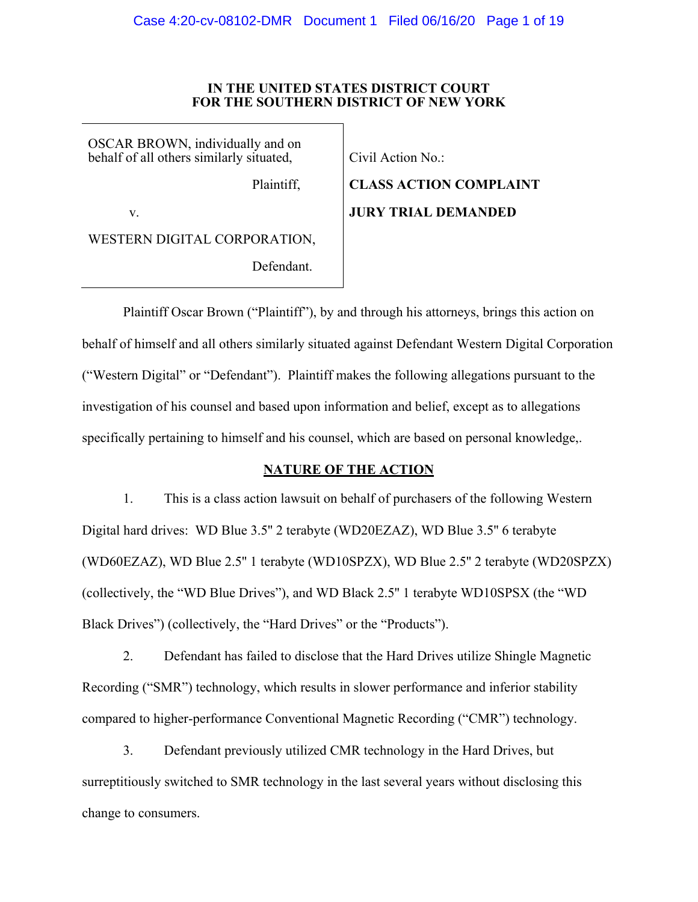**IN THE UNITED STATES DISTRICT COURT**
**FOR THE SOUTHERN DISTRICT OF NEW YORK**

| | |
|---|---|
| OSCAR BROWN, individually and on behalf of all others similarly situated,<br><br>Plaintiff,<br><br>v.<br><br>WESTERN DIGITAL CORPORATION,<br><br>Defendant. | Civil Action No.:<br><br>**CLASS ACTION COMPLAINT**<br><br>**JURY TRIAL DEMANDED** |

Plaintiff Oscar Brown ("Plaintiff"), by and through his attorneys, brings this action on behalf of himself and all others similarly situated against Defendant Western Digital Corporation ("Western Digital" or "Defendant"). Plaintiff makes the following allegations pursuant to the investigation of his counsel and based upon information and belief, except as to allegations specifically pertaining to himself and his counsel, which are based on personal knowledge,.

## NATURE OF THE ACTION

1. This is a class action lawsuit on behalf of purchasers of the following Western Digital hard drives: WD Blue 3.5" 2 terabyte (WD20EZAZ), WD Blue 3.5" 6 terabyte (WD60EZAZ), WD Blue 2.5" 1 terabyte (WD10SPZX), WD Blue 2.5" 2 terabyte (WD20SPZX) (collectively, the "WD Blue Drives"), and WD Black 2.5" 1 terabyte WD10SPSX (the "WD Black Drives") (collectively, the "Hard Drives" or the "Products").

2. Defendant has failed to disclose that the Hard Drives utilize Shingle Magnetic Recording ("SMR") technology, which results in slower performance and inferior stability compared to higher-performance Conventional Magnetic Recording ("CMR") technology.

3. Defendant previously utilized CMR technology in the Hard Drives, but surreptitiously switched to SMR technology in the last several years without disclosing this change to consumers.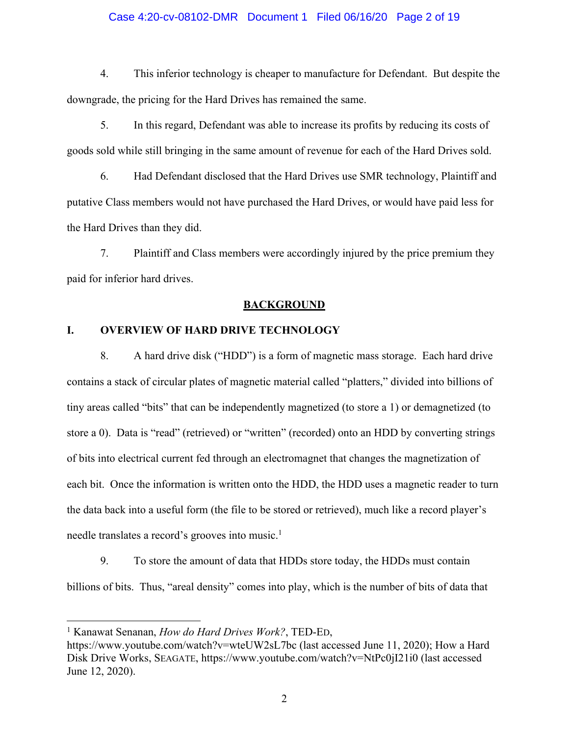4. This inferior technology is cheaper to manufacture for Defendant. But despite the downgrade, the pricing for the Hard Drives has remained the same.

5. In this regard, Defendant was able to increase its profits by reducing its costs of goods sold while still bringing in the same amount of revenue for each of the Hard Drives sold.

6. Had Defendant disclosed that the Hard Drives use SMR technology, Plaintiff and putative Class members would not have purchased the Hard Drives, or would have paid less for the Hard Drives than they did.

7. Plaintiff and Class members were accordingly injured by the price premium they paid for inferior hard drives.

## BACKGROUND

### I. OVERVIEW OF HARD DRIVE TECHNOLOGY

8. A hard drive disk ("HDD") is a form of magnetic mass storage. Each hard drive contains a stack of circular plates of magnetic material called "platters," divided into billions of tiny areas called "bits" that can be independently magnetized (to store a 1) or demagnetized (to store a 0). Data is "read" (retrieved) or "written" (recorded) onto an HDD by converting strings of bits into electrical current fed through an electromagnet that changes the magnetization of each bit. Once the information is written onto the HDD, the HDD uses a magnetic reader to turn the data back into a useful form (the file to be stored or retrieved), much like a record player's needle translates a record's grooves into music.[1]

9. To store the amount of data that HDDs store today, the HDDs must contain billions of bits. Thus, "areal density" comes into play, which is the number of bits of data that

---

[1] Kanawat Senanan, *How do Hard Drives Work?*, TED-ED, https://www.youtube.com/watch?v=wteUW2sL7bc (last accessed June 11, 2020); How a Hard Disk Drive Works, SEAGATE, https://www.youtube.com/watch?v=NtPc0jI21i0 (last accessed June 12, 2020).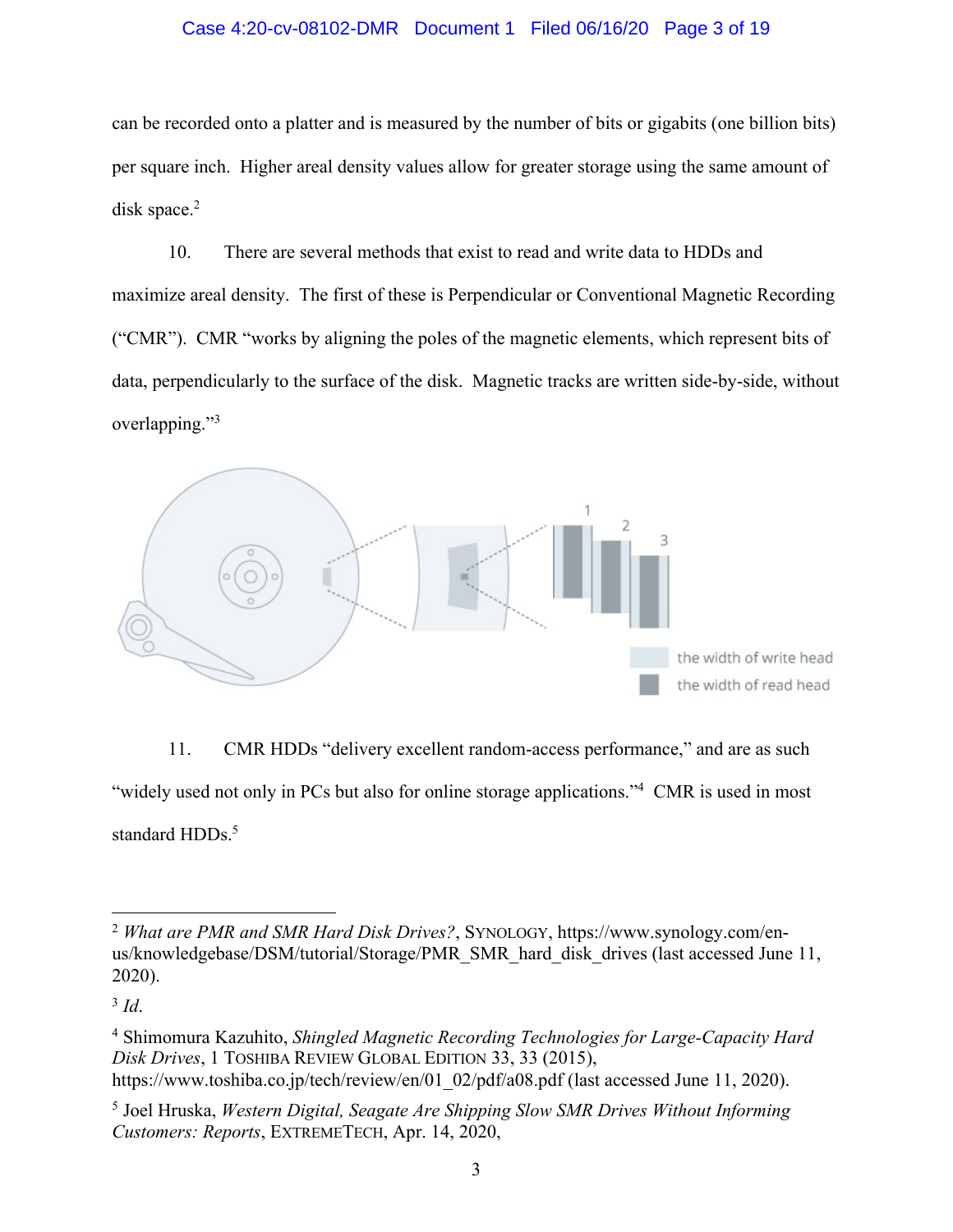can be recorded onto a platter and is measured by the number of bits or gigabits (one billion bits) per square inch. Higher areal density values allow for greater storage using the same amount of disk space.[2]

10. There are several methods that exist to read and write data to HDDs and maximize areal density. The first of these is Perpendicular or Conventional Magnetic Recording ("CMR"). CMR "works by aligning the poles of the magnetic elements, which represent bits of data, perpendicularly to the surface of the disk. Magnetic tracks are written side-by-side, without overlapping."[3]

11. CMR HDDs "delivery excellent random-access performance," and are as such "widely used not only in PCs but also for online storage applications."[4] CMR is used in most standard HDDs.[5]

---

[2] *What are PMR and SMR Hard Disk Drives?*, SYNOLOGY, https://www.synology.com/en-us/knowledgebase/DSM/tutorial/Storage/PMR_SMR_hard_disk_drives (last accessed June 11, 2020).

[3] *Id.*

[4] Shimomura Kazuhito, *Shingled Magnetic Recording Technologies for Large-Capacity Hard Disk Drives*, 1 TOSHIBA REVIEW GLOBAL EDITION 33, 33 (2015), https://www.toshiba.co.jp/tech/review/en/01_02/pdf/a08.pdf (last accessed June 11, 2020).

[5] Joel Hruska, *Western Digital, Seagate Are Shipping Slow SMR Drives Without Informing Customers: Reports*, EXTREMETECH, Apr. 14, 2020,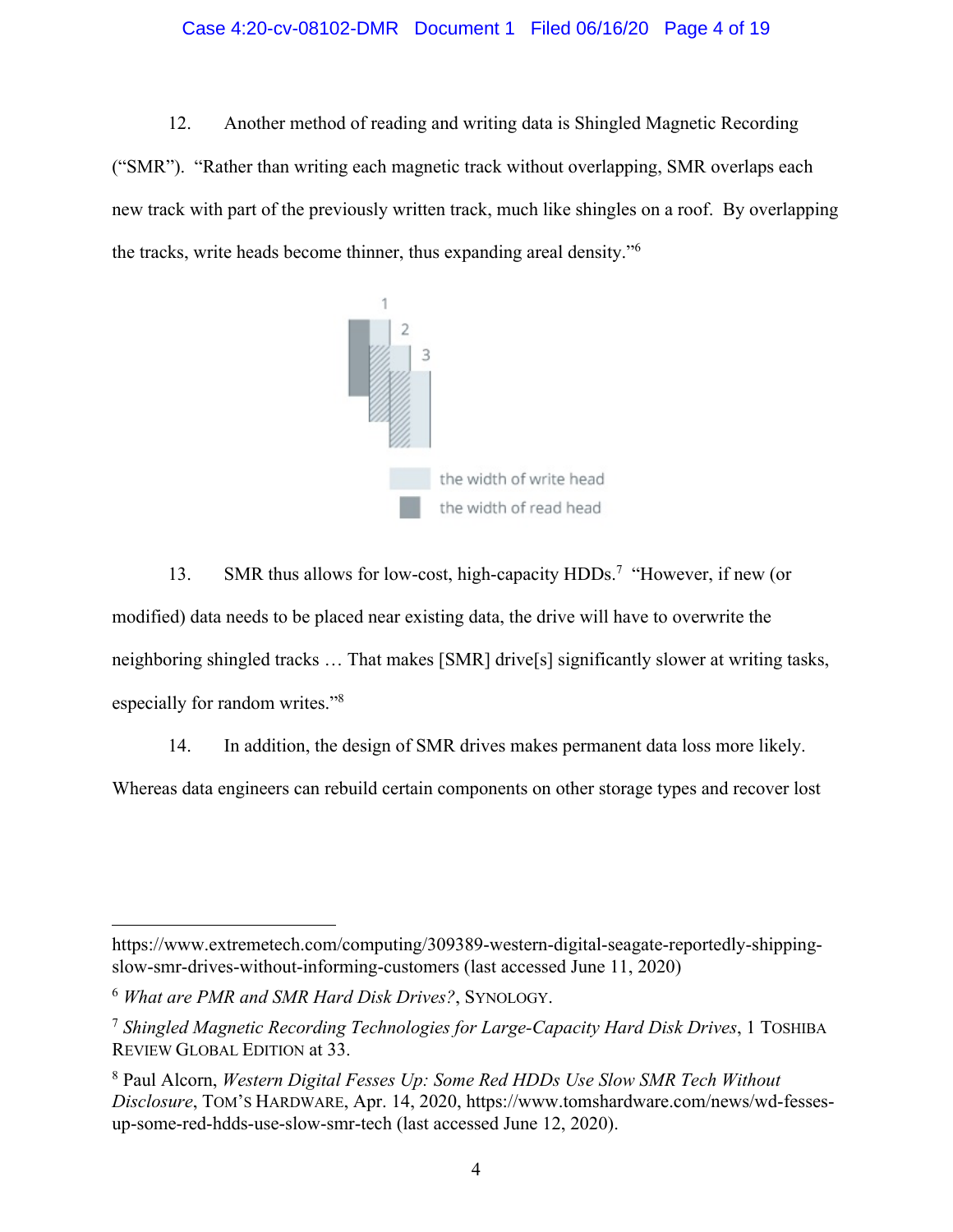12. Another method of reading and writing data is Shingled Magnetic Recording ("SMR"). "Rather than writing each magnetic track without overlapping, SMR overlaps each new track with part of the previously written track, much like shingles on a roof. By overlapping the tracks, write heads become thinner, thus expanding areal density."[6]

13. SMR thus allows for low-cost, high-capacity HDDs.[7] "However, if new (or modified) data needs to be placed near existing data, the drive will have to overwrite the neighboring shingled tracks … That makes [SMR] drive[s] significantly slower at writing tasks, especially for random writes."[8]

14. In addition, the design of SMR drives makes permanent data loss more likely. Whereas data engineers can rebuild certain components on other storage types and recover lost

---

https://www.extremetech.com/computing/309389-western-digital-seagate-reportedly-shipping-slow-smr-drives-without-informing-customers (last accessed June 11, 2020)

[6] *What are PMR and SMR Hard Disk Drives?*, SYNOLOGY.

[7] *Shingled Magnetic Recording Technologies for Large-Capacity Hard Disk Drives*, 1 TOSHIBA REVIEW GLOBAL EDITION at 33.

[8] Paul Alcorn, *Western Digital Fesses Up: Some Red HDDs Use Slow SMR Tech Without Disclosure*, TOM'S HARDWARE, Apr. 14, 2020, https://www.tomshardware.com/news/wd-fesses-up-some-red-hdds-use-slow-smr-tech (last accessed June 12, 2020).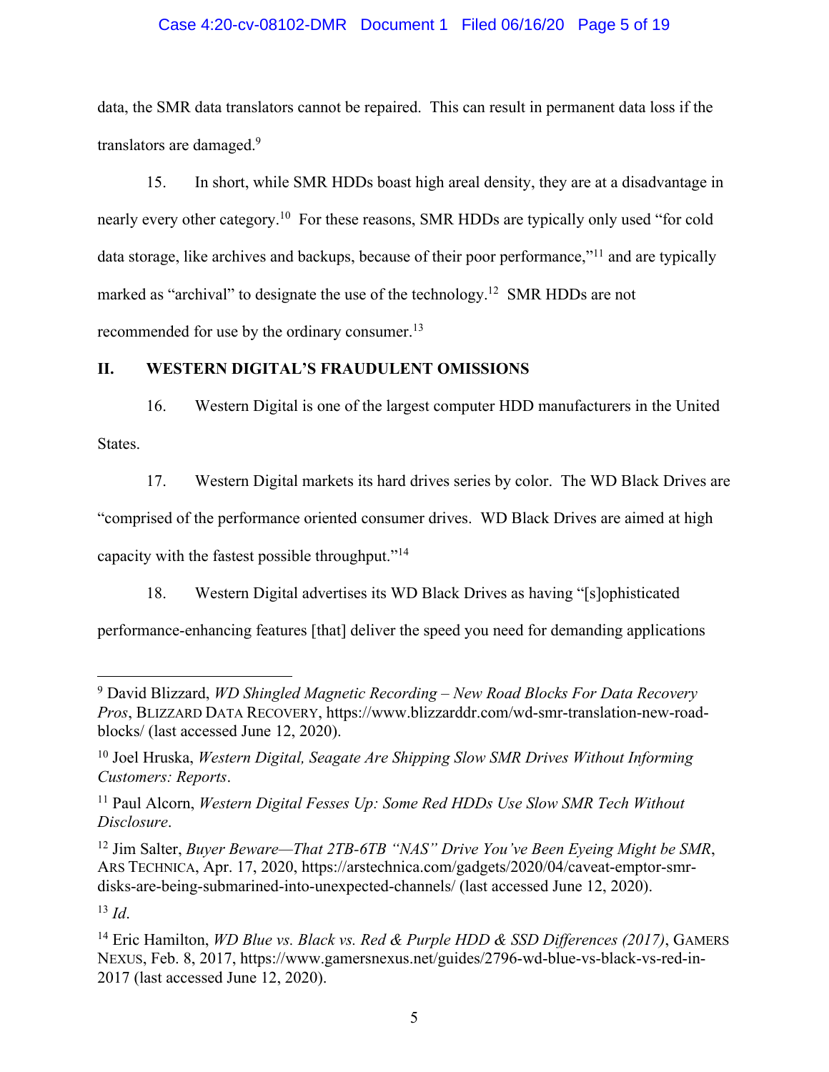data, the SMR data translators cannot be repaired. This can result in permanent data loss if the translators are damaged.[9]

15. In short, while SMR HDDs boast high areal density, they are at a disadvantage in nearly every other category.[10] For these reasons, SMR HDDs are typically only used "for cold data storage, like archives and backups, because of their poor performance,"[11] and are typically marked as "archival" to designate the use of the technology.[12] SMR HDDs are not recommended for use by the ordinary consumer.[13]

## II. WESTERN DIGITAL'S FRAUDULENT OMISSIONS

16. Western Digital is one of the largest computer HDD manufacturers in the United States.

17. Western Digital markets its hard drives series by color. The WD Black Drives are "comprised of the performance oriented consumer drives. WD Black Drives are aimed at high capacity with the fastest possible throughput."[14]

18. Western Digital advertises its WD Black Drives as having "[s]ophisticated performance-enhancing features [that] deliver the speed you need for demanding applications

---

[9] David Blizzard, *WD Shingled Magnetic Recording – New Road Blocks For Data Recovery Pros*, BLIZZARD DATA RECOVERY, https://www.blizzarddr.com/wd-smr-translation-new-road-blocks/ (last accessed June 12, 2020).

[10] Joel Hruska, *Western Digital, Seagate Are Shipping Slow SMR Drives Without Informing Customers: Reports*.

[11] Paul Alcorn, *Western Digital Fesses Up: Some Red HDDs Use Slow SMR Tech Without Disclosure*.

[12] Jim Salter, *Buyer Beware—That 2TB-6TB "NAS" Drive You've Been Eyeing Might be SMR*, ARS TECHNICA, Apr. 17, 2020, https://arstechnica.com/gadgets/2020/04/caveat-emptor-smr-disks-are-being-submarined-into-unexpected-channels/ (last accessed June 12, 2020).

[13] *Id*.

[14] Eric Hamilton, *WD Blue vs. Black vs. Red & Purple HDD & SSD Differences (2017)*, GAMERS NEXUS, Feb. 8, 2017, https://www.gamersnexus.net/guides/2796-wd-blue-vs-black-vs-red-in-2017 (last accessed June 12, 2020).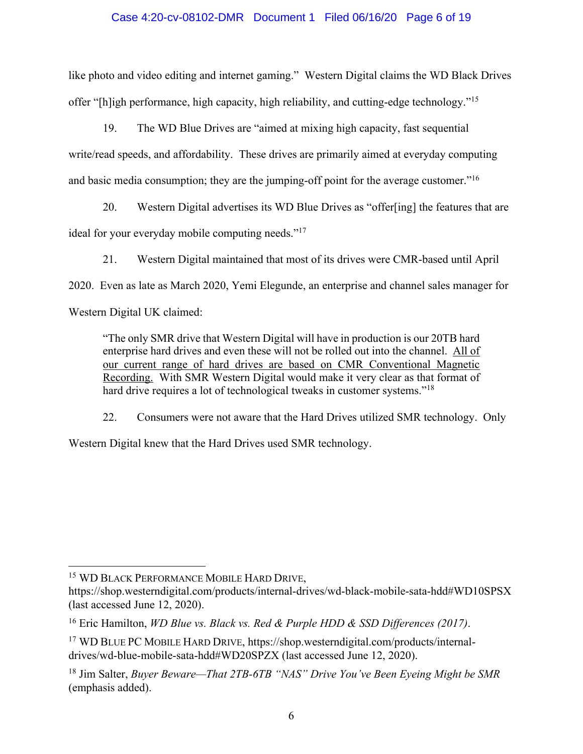like photo and video editing and internet gaming." Western Digital claims the WD Black Drives offer "[h]igh performance, high capacity, high reliability, and cutting-edge technology."[15]

19. The WD Blue Drives are "aimed at mixing high capacity, fast sequential write/read speeds, and affordability. These drives are primarily aimed at everyday computing and basic media consumption; they are the jumping-off point for the average customer."[16]

20. Western Digital advertises its WD Blue Drives as "offer[ing] the features that are ideal for your everyday mobile computing needs."[17]

21. Western Digital maintained that most of its drives were CMR-based until April 2020. Even as late as March 2020, Yemi Elegunde, an enterprise and channel sales manager for Western Digital UK claimed:

> "The only SMR drive that Western Digital will have in production is our 20TB hard enterprise hard drives and even these will not be rolled out into the channel. <u>All of our current range of hard drives are based on CMR Conventional Magnetic Recording.</u> With SMR Western Digital would make it very clear as that format of hard drive requires a lot of technological tweaks in customer systems."[18]

22. Consumers were not aware that the Hard Drives utilized SMR technology. Only Western Digital knew that the Hard Drives used SMR technology.

---

[15] WD BLACK PERFORMANCE MOBILE HARD DRIVE, https://shop.westerndigital.com/products/internal-drives/wd-black-mobile-sata-hdd#WD10SPSX (last accessed June 12, 2020).

[16] Eric Hamilton, *WD Blue vs. Black vs. Red & Purple HDD & SSD Differences (2017)*.

[17] WD BLUE PC MOBILE HARD DRIVE, https://shop.westerndigital.com/products/internal-drives/wd-blue-mobile-sata-hdd#WD20SPZX (last accessed June 12, 2020).

[18] Jim Salter, *Buyer Beware—That 2TB-6TB "NAS" Drive You've Been Eyeing Might be SMR* (emphasis added).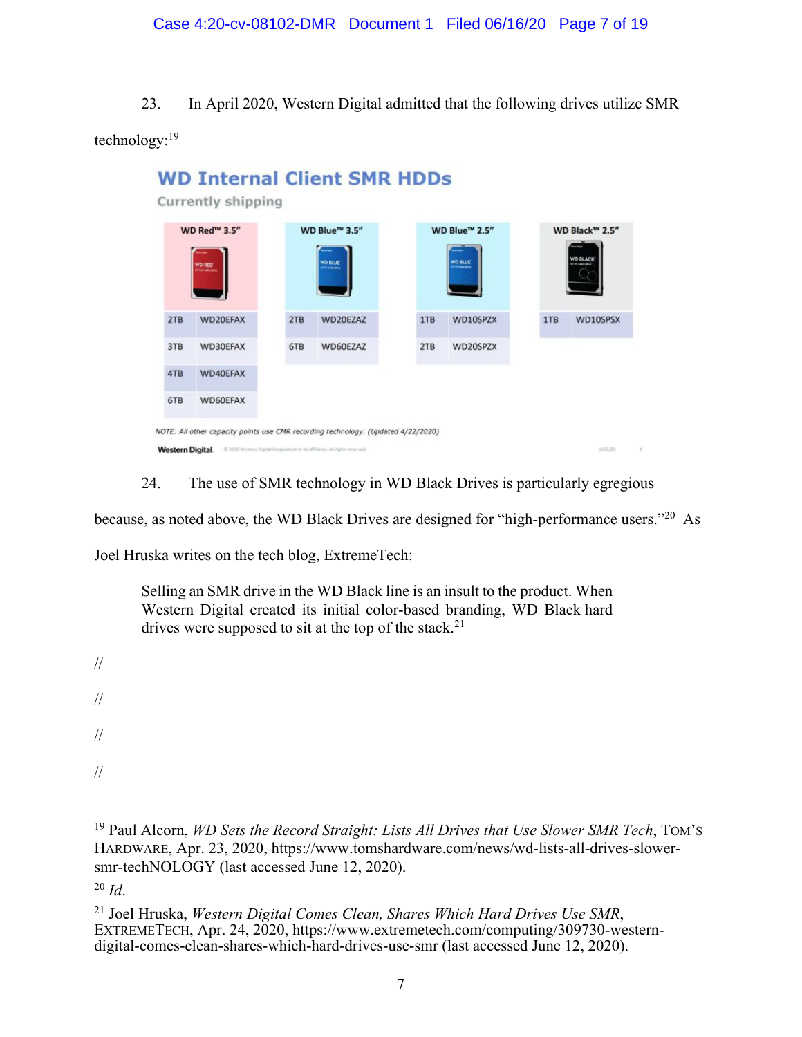23. In April 2020, Western Digital admitted that the following drives utilize SMR technology:[19]

## WD Internal Client SMR HDDs

Currently shipping

| WD Red™ 3.5" | | WD Blue™ 3.5" | | WD Blue™ 2.5" | | WD Black™ 2.5" | |
|---|---|---|---|---|---|---|---|
| 2TB | WD20EFAX | 2TB | WD20EZAZ | 1TB | WD10SPZX | 1TB | WD10SPSX |
| 3TB | WD30EFAX | 6TB | WD60EZAZ | 2TB | WD20SPZX | | |
| 4TB | WD40EFAX | | | | | | |
| 6TB | WD60EFAX | | | | | | |

*NOTE: All other capacity points use CMR recording technology. (Updated 4/22/2020)*

Western Digital

24. The use of SMR technology in WD Black Drives is particularly egregious because, as noted above, the WD Black Drives are designed for "high-performance users."[20] As Joel Hruska writes on the tech blog, ExtremeTech:

> Selling an SMR drive in the WD Black line is an insult to the product. When Western Digital created its initial color-based branding, WD Black hard drives were supposed to sit at the top of the stack.[21]

//

//

//

//

---

[19] Paul Alcorn, *WD Sets the Record Straight: Lists All Drives that Use Slower SMR Tech*, TOM'S HARDWARE, Apr. 23, 2020, https://www.tomshardware.com/news/wd-lists-all-drives-slower-smr-techNOLOGY (last accessed June 12, 2020).

[20] *Id.*

[21] Joel Hruska, *Western Digital Comes Clean, Shares Which Hard Drives Use SMR*, EXTREMETECH, Apr. 24, 2020, https://www.extremetech.com/computing/309730-western-digital-comes-clean-shares-which-hard-drives-use-smr (last accessed June 12, 2020).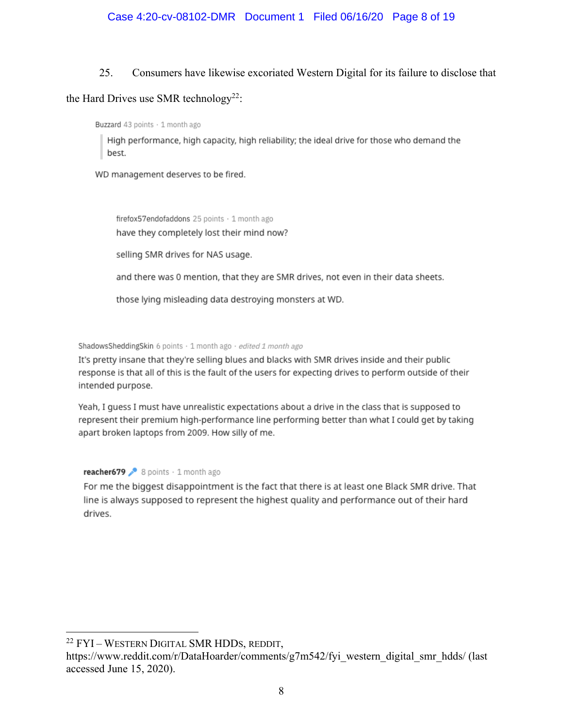25. Consumers have likewise excoriated Western Digital for its failure to disclose that the Hard Drives use SMR technology[22]:

Buzzard 43 points · 1 month ago

> High performance, high capacity, high reliability; the ideal drive for those who demand the best.

WD management deserves to be fired.

> firefox57endofaddons 25 points · 1 month ago
>
> have they completely lost their mind now?
>
> selling SMR drives for NAS usage.
>
> and there was 0 mention, that they are SMR drives, not even in their data sheets.
>
> those lying misleading data destroying monsters at WD.

ShadowsSheddingSkin 6 points · 1 month ago · *edited 1 month ago*

It's pretty insane that they're selling blues and blacks with SMR drives inside and their public response is that all of this is the fault of the users for expecting drives to perform outside of their intended purpose.

Yeah, I guess I must have unrealistic expectations about a drive in the class that is supposed to represent their premium high-performance line performing better than what I could get by taking apart broken laptops from 2009. How silly of me.

**reacher679** 8 points · 1 month ago

For me the biggest disappointment is the fact that there is at least one Black SMR drive. That line is always supposed to represent the highest quality and performance out of their hard drives.

---

[22] FYI – WESTERN DIGITAL SMR HDDS, REDDIT, https://www.reddit.com/r/DataHoarder/comments/g7m542/fyi_western_digital_smr_hdds/ (last accessed June 15, 2020).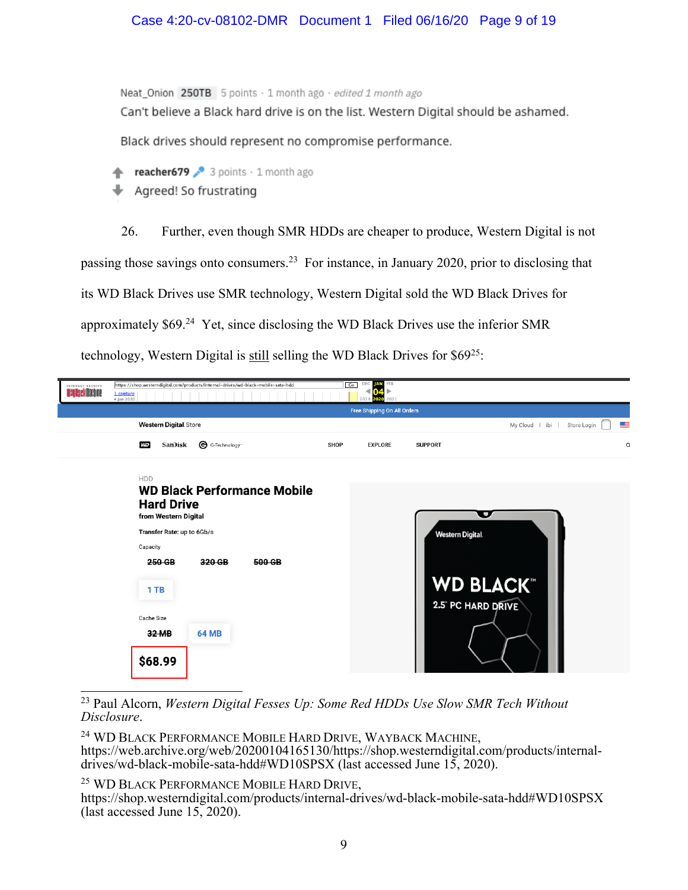Neat_Onion 250TB 5 points · 1 month ago · *edited 1 month ago*
Can't believe a Black hard drive is on the list. Western Digital should be ashamed.

Black drives should represent no compromise performance.

reacher679 3 points · 1 month ago
Agreed! So frustrating

26. Further, even though SMR HDDs are cheaper to produce, Western Digital is not passing those savings onto consumers.[23] For instance, in January 2020, prior to disclosing that its WD Black Drives use SMR technology, Western Digital sold the WD Black Drives for approximately $69.[24] Yet, since disclosing the WD Black Drives use the inferior SMR technology, Western Digital is <u>still</u> selling the WD Black Drives for $69[25]:

https://shop.westerndigital.com/products/internal-drives/wd-black-mobile-sata-hdd

Free Shipping On All Orders

Western Digital Store

HDD

**WD Black Performance Mobile Hard Drive**

from Western Digital

Transfer Rate: up to 6Gb/s

Capacity

~~250 GB~~ ~~320 GB~~ ~~500 GB~~

1 TB

Cache Size

~~32 MB~~ 64 MB

**$68.99**

---

[23] Paul Alcorn, *Western Digital Fesses Up: Some Red HDDs Use Slow SMR Tech Without Disclosure*.

[24] WD BLACK PERFORMANCE MOBILE HARD DRIVE, WAYBACK MACHINE, https://web.archive.org/web/20200104165130/https://shop.westerndigital.com/products/internal-drives/wd-black-mobile-sata-hdd#WD10SPSX (last accessed June 15, 2020).

[25] WD BLACK PERFORMANCE MOBILE HARD DRIVE, https://shop.westerndigital.com/products/internal-drives/wd-black-mobile-sata-hdd#WD10SPSX (last accessed June 15, 2020).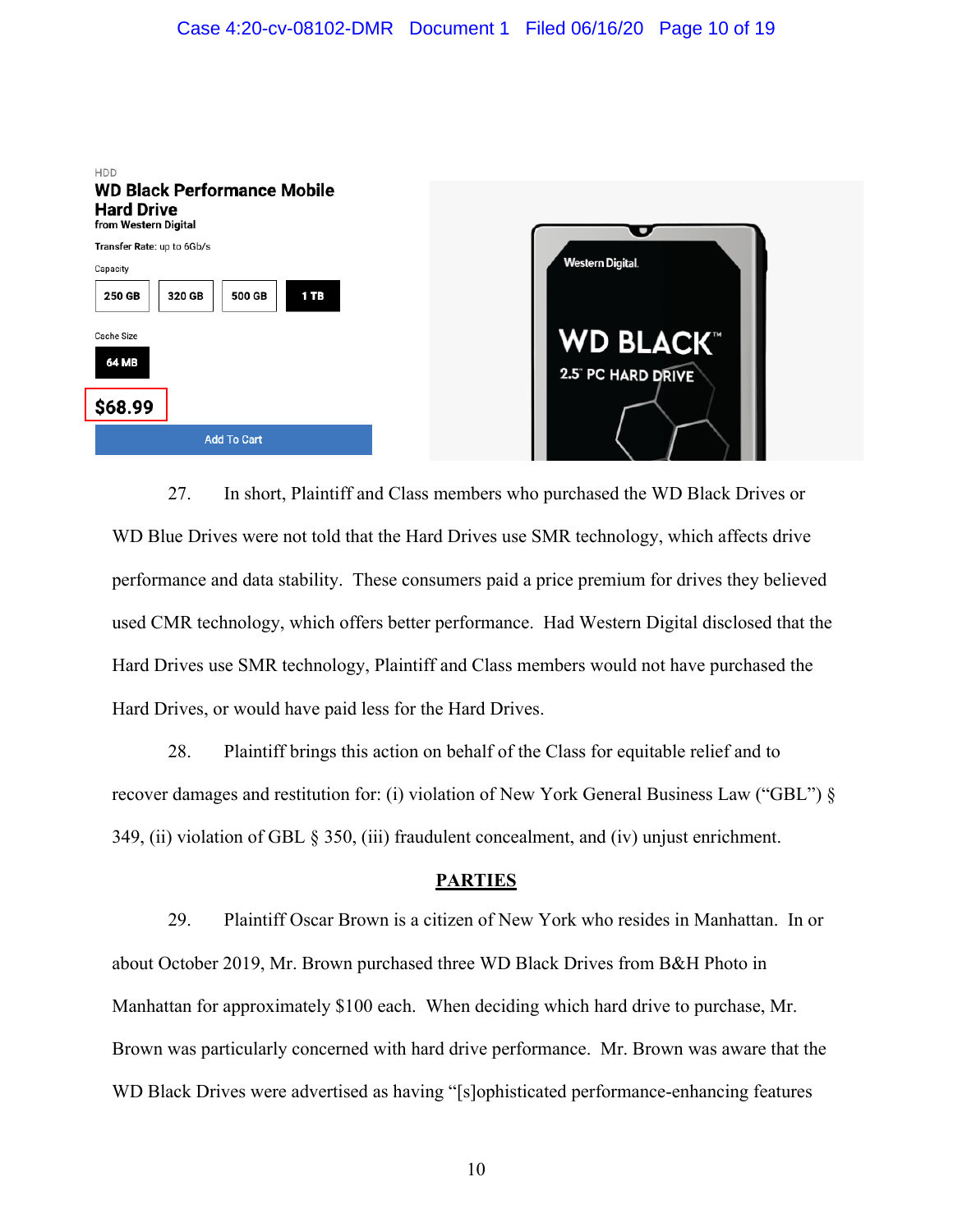HDD

**WD Black Performance Mobile Hard Drive**
from Western Digital

Transfer Rate: up to 6Gb/s

Capacity

250 GB | 320 GB | 500 GB | 1 TB

Cache Size

64 MB

**$68.99**

Add To Cart

27. In short, Plaintiff and Class members who purchased the WD Black Drives or WD Blue Drives were not told that the Hard Drives use SMR technology, which affects drive performance and data stability. These consumers paid a price premium for drives they believed used CMR technology, which offers better performance. Had Western Digital disclosed that the Hard Drives use SMR technology, Plaintiff and Class members would not have purchased the Hard Drives, or would have paid less for the Hard Drives.

28. Plaintiff brings this action on behalf of the Class for equitable relief and to recover damages and restitution for: (i) violation of New York General Business Law ("GBL") § 349, (ii) violation of GBL § 350, (iii) fraudulent concealment, and (iv) unjust enrichment.

## PARTIES

29. Plaintiff Oscar Brown is a citizen of New York who resides in Manhattan. In or about October 2019, Mr. Brown purchased three WD Black Drives from B&H Photo in Manhattan for approximately $100 each. When deciding which hard drive to purchase, Mr. Brown was particularly concerned with hard drive performance. Mr. Brown was aware that the WD Black Drives were advertised as having "[s]ophisticated performance-enhancing features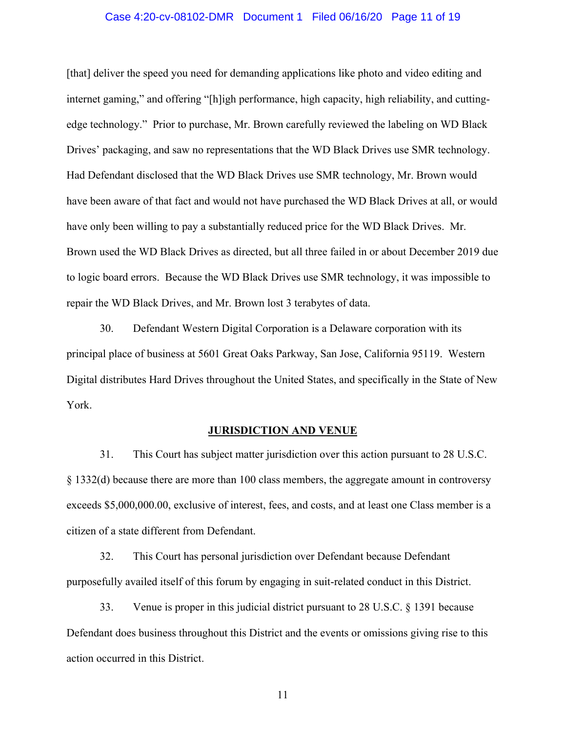[that] deliver the speed you need for demanding applications like photo and video editing and internet gaming," and offering "[h]igh performance, high capacity, high reliability, and cutting-edge technology." Prior to purchase, Mr. Brown carefully reviewed the labeling on WD Black Drives' packaging, and saw no representations that the WD Black Drives use SMR technology. Had Defendant disclosed that the WD Black Drives use SMR technology, Mr. Brown would have been aware of that fact and would not have purchased the WD Black Drives at all, or would have only been willing to pay a substantially reduced price for the WD Black Drives. Mr. Brown used the WD Black Drives as directed, but all three failed in or about December 2019 due to logic board errors. Because the WD Black Drives use SMR technology, it was impossible to repair the WD Black Drives, and Mr. Brown lost 3 terabytes of data.

30. Defendant Western Digital Corporation is a Delaware corporation with its principal place of business at 5601 Great Oaks Parkway, San Jose, California 95119. Western Digital distributes Hard Drives throughout the United States, and specifically in the State of New York.

## JURISDICTION AND VENUE

31. This Court has subject matter jurisdiction over this action pursuant to 28 U.S.C. § 1332(d) because there are more than 100 class members, the aggregate amount in controversy exceeds $5,000,000.00, exclusive of interest, fees, and costs, and at least one Class member is a citizen of a state different from Defendant.

32. This Court has personal jurisdiction over Defendant because Defendant purposefully availed itself of this forum by engaging in suit-related conduct in this District.

33. Venue is proper in this judicial district pursuant to 28 U.S.C. § 1391 because Defendant does business throughout this District and the events or omissions giving rise to this action occurred in this District.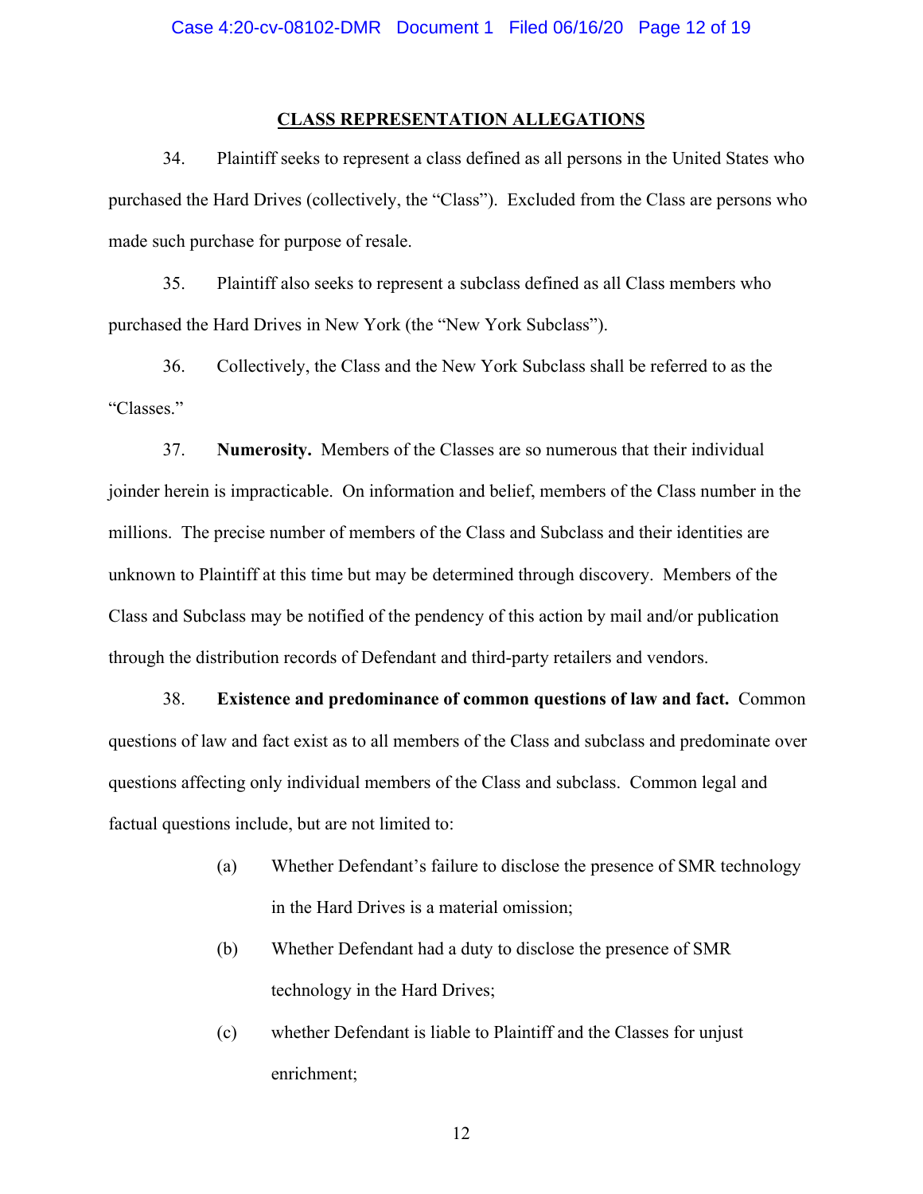## CLASS REPRESENTATION ALLEGATIONS

34. Plaintiff seeks to represent a class defined as all persons in the United States who purchased the Hard Drives (collectively, the "Class"). Excluded from the Class are persons who made such purchase for purpose of resale.

35. Plaintiff also seeks to represent a subclass defined as all Class members who purchased the Hard Drives in New York (the "New York Subclass").

36. Collectively, the Class and the New York Subclass shall be referred to as the "Classes."

37. **Numerosity.** Members of the Classes are so numerous that their individual joinder herein is impracticable. On information and belief, members of the Class number in the millions. The precise number of members of the Class and Subclass and their identities are unknown to Plaintiff at this time but may be determined through discovery. Members of the Class and Subclass may be notified of the pendency of this action by mail and/or publication through the distribution records of Defendant and third-party retailers and vendors.

38. **Existence and predominance of common questions of law and fact.** Common questions of law and fact exist as to all members of the Class and subclass and predominate over questions affecting only individual members of the Class and subclass. Common legal and factual questions include, but are not limited to:

(a) Whether Defendant's failure to disclose the presence of SMR technology in the Hard Drives is a material omission;

(b) Whether Defendant had a duty to disclose the presence of SMR technology in the Hard Drives;

(c) whether Defendant is liable to Plaintiff and the Classes for unjust enrichment;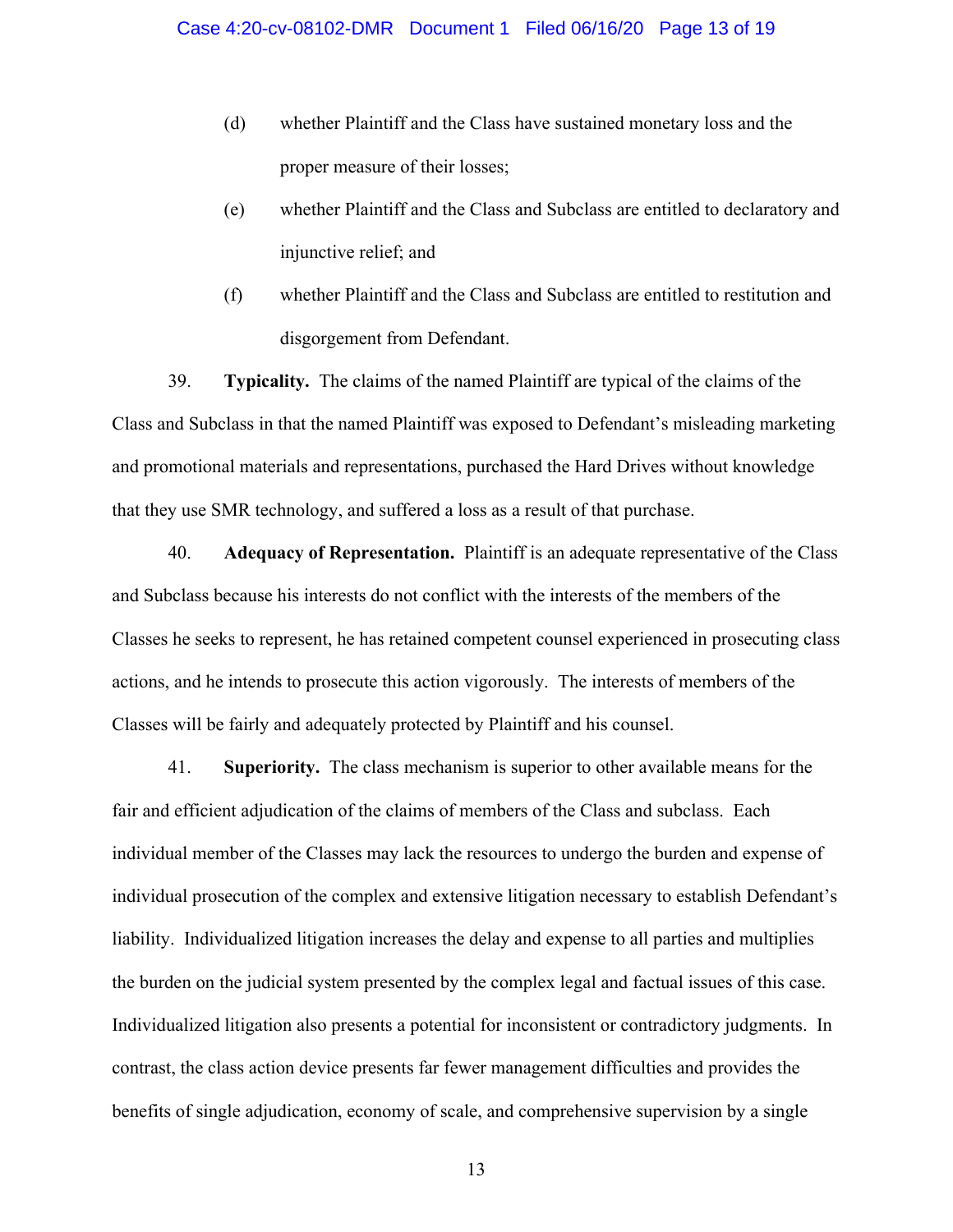(d) whether Plaintiff and the Class have sustained monetary loss and the proper measure of their losses;

(e) whether Plaintiff and the Class and Subclass are entitled to declaratory and injunctive relief; and

(f) whether Plaintiff and the Class and Subclass are entitled to restitution and disgorgement from Defendant.

39. **Typicality.** The claims of the named Plaintiff are typical of the claims of the Class and Subclass in that the named Plaintiff was exposed to Defendant's misleading marketing and promotional materials and representations, purchased the Hard Drives without knowledge that they use SMR technology, and suffered a loss as a result of that purchase.

40. **Adequacy of Representation.** Plaintiff is an adequate representative of the Class and Subclass because his interests do not conflict with the interests of the members of the Classes he seeks to represent, he has retained competent counsel experienced in prosecuting class actions, and he intends to prosecute this action vigorously. The interests of members of the Classes will be fairly and adequately protected by Plaintiff and his counsel.

41. **Superiority.** The class mechanism is superior to other available means for the fair and efficient adjudication of the claims of members of the Class and subclass. Each individual member of the Classes may lack the resources to undergo the burden and expense of individual prosecution of the complex and extensive litigation necessary to establish Defendant's liability. Individualized litigation increases the delay and expense to all parties and multiplies the burden on the judicial system presented by the complex legal and factual issues of this case. Individualized litigation also presents a potential for inconsistent or contradictory judgments. In contrast, the class action device presents far fewer management difficulties and provides the benefits of single adjudication, economy of scale, and comprehensive supervision by a single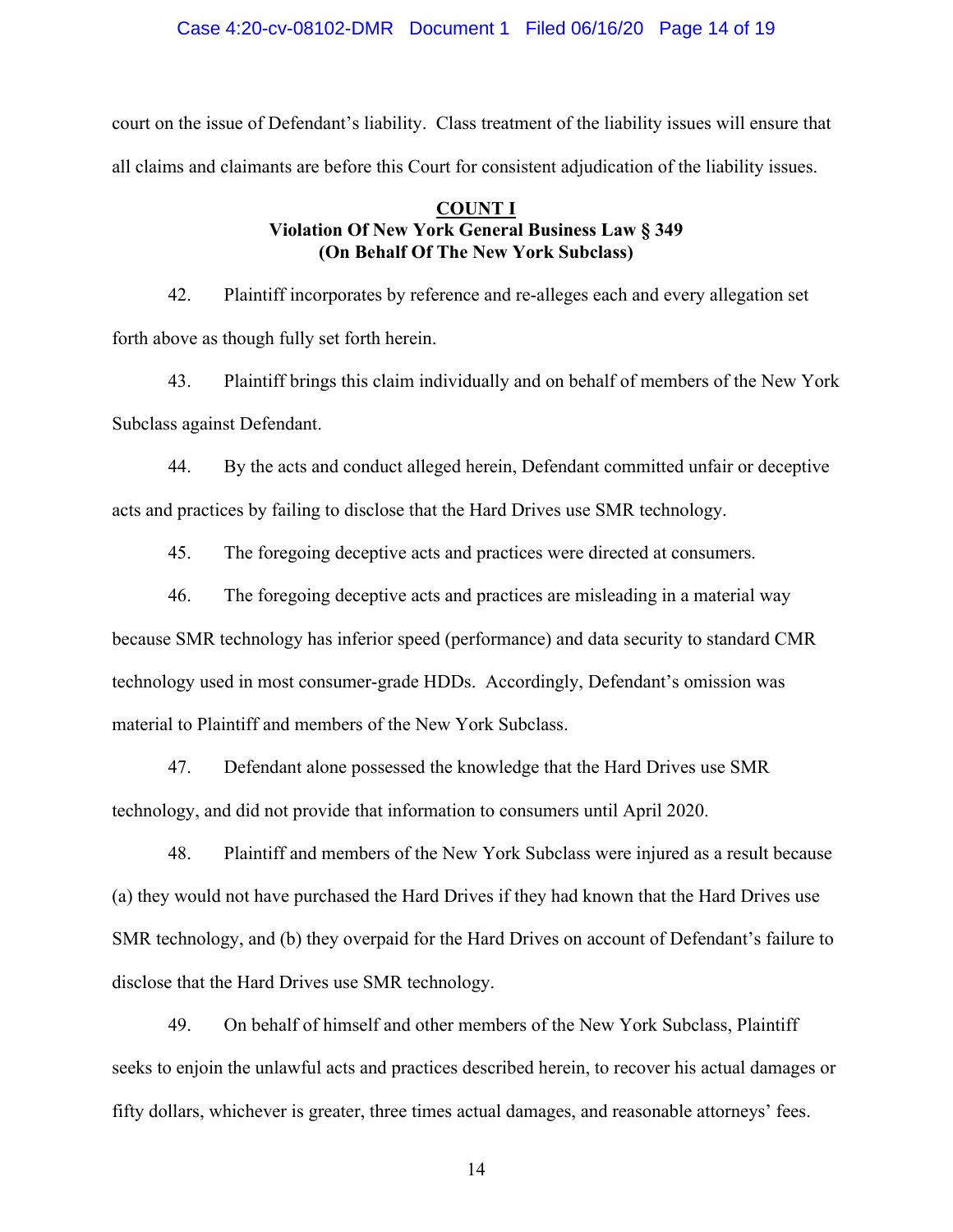court on the issue of Defendant's liability. Class treatment of the liability issues will ensure that all claims and claimants are before this Court for consistent adjudication of the liability issues.

**COUNT I**
**Violation Of New York General Business Law § 349**
**(On Behalf Of The New York Subclass)**

42. Plaintiff incorporates by reference and re-alleges each and every allegation set forth above as though fully set forth herein.

43. Plaintiff brings this claim individually and on behalf of members of the New York Subclass against Defendant.

44. By the acts and conduct alleged herein, Defendant committed unfair or deceptive acts and practices by failing to disclose that the Hard Drives use SMR technology.

45. The foregoing deceptive acts and practices were directed at consumers.

46. The foregoing deceptive acts and practices are misleading in a material way because SMR technology has inferior speed (performance) and data security to standard CMR technology used in most consumer-grade HDDs. Accordingly, Defendant's omission was material to Plaintiff and members of the New York Subclass.

47. Defendant alone possessed the knowledge that the Hard Drives use SMR technology, and did not provide that information to consumers until April 2020.

48. Plaintiff and members of the New York Subclass were injured as a result because (a) they would not have purchased the Hard Drives if they had known that the Hard Drives use SMR technology, and (b) they overpaid for the Hard Drives on account of Defendant's failure to disclose that the Hard Drives use SMR technology.

49. On behalf of himself and other members of the New York Subclass, Plaintiff seeks to enjoin the unlawful acts and practices described herein, to recover his actual damages or fifty dollars, whichever is greater, three times actual damages, and reasonable attorneys' fees.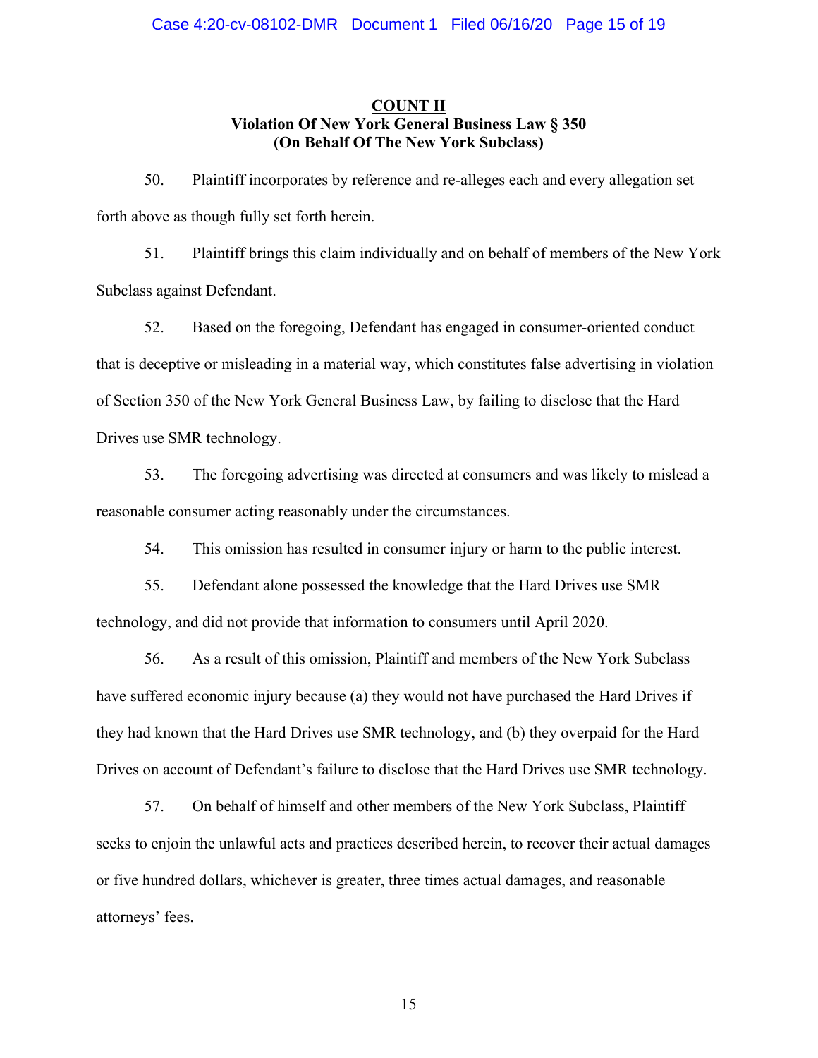## COUNT II
### Violation Of New York General Business Law § 350
### (On Behalf Of The New York Subclass)

50. Plaintiff incorporates by reference and re-alleges each and every allegation set forth above as though fully set forth herein.

51. Plaintiff brings this claim individually and on behalf of members of the New York Subclass against Defendant.

52. Based on the foregoing, Defendant has engaged in consumer-oriented conduct that is deceptive or misleading in a material way, which constitutes false advertising in violation of Section 350 of the New York General Business Law, by failing to disclose that the Hard Drives use SMR technology.

53. The foregoing advertising was directed at consumers and was likely to mislead a reasonable consumer acting reasonably under the circumstances.

54. This omission has resulted in consumer injury or harm to the public interest.

55. Defendant alone possessed the knowledge that the Hard Drives use SMR technology, and did not provide that information to consumers until April 2020.

56. As a result of this omission, Plaintiff and members of the New York Subclass have suffered economic injury because (a) they would not have purchased the Hard Drives if they had known that the Hard Drives use SMR technology, and (b) they overpaid for the Hard Drives on account of Defendant's failure to disclose that the Hard Drives use SMR technology.

57. On behalf of himself and other members of the New York Subclass, Plaintiff seeks to enjoin the unlawful acts and practices described herein, to recover their actual damages or five hundred dollars, whichever is greater, three times actual damages, and reasonable attorneys' fees.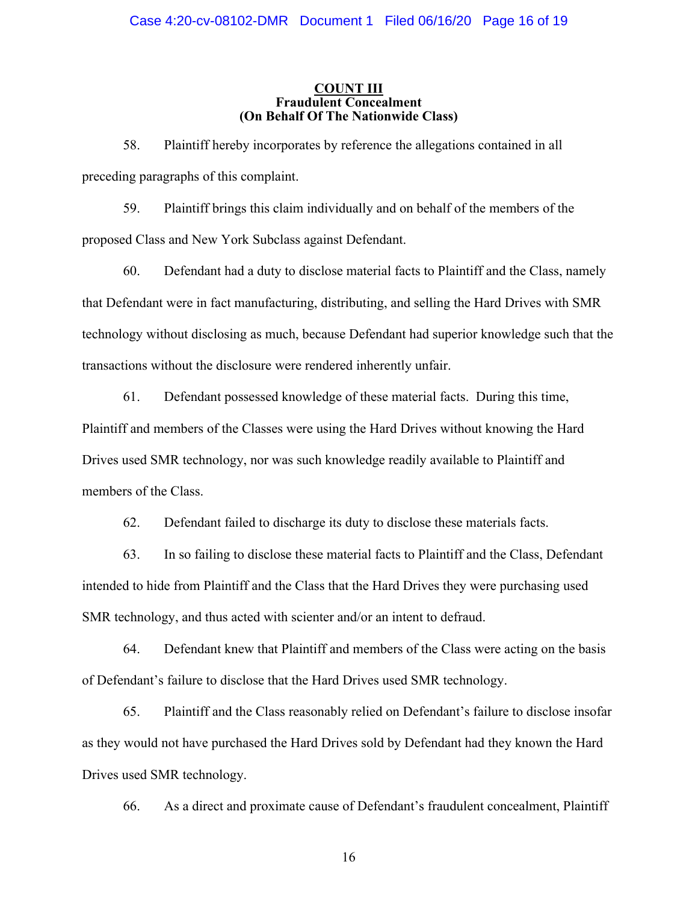**COUNT III**
**Fraudulent Concealment**
**(On Behalf Of The Nationwide Class)**

58. Plaintiff hereby incorporates by reference the allegations contained in all preceding paragraphs of this complaint.

59. Plaintiff brings this claim individually and on behalf of the members of the proposed Class and New York Subclass against Defendant.

60. Defendant had a duty to disclose material facts to Plaintiff and the Class, namely that Defendant were in fact manufacturing, distributing, and selling the Hard Drives with SMR technology without disclosing as much, because Defendant had superior knowledge such that the transactions without the disclosure were rendered inherently unfair.

61. Defendant possessed knowledge of these material facts. During this time, Plaintiff and members of the Classes were using the Hard Drives without knowing the Hard Drives used SMR technology, nor was such knowledge readily available to Plaintiff and members of the Class.

62. Defendant failed to discharge its duty to disclose these materials facts.

63. In so failing to disclose these material facts to Plaintiff and the Class, Defendant intended to hide from Plaintiff and the Class that the Hard Drives they were purchasing used SMR technology, and thus acted with scienter and/or an intent to defraud.

64. Defendant knew that Plaintiff and members of the Class were acting on the basis of Defendant's failure to disclose that the Hard Drives used SMR technology.

65. Plaintiff and the Class reasonably relied on Defendant's failure to disclose insofar as they would not have purchased the Hard Drives sold by Defendant had they known the Hard Drives used SMR technology.

66. As a direct and proximate cause of Defendant's fraudulent concealment, Plaintiff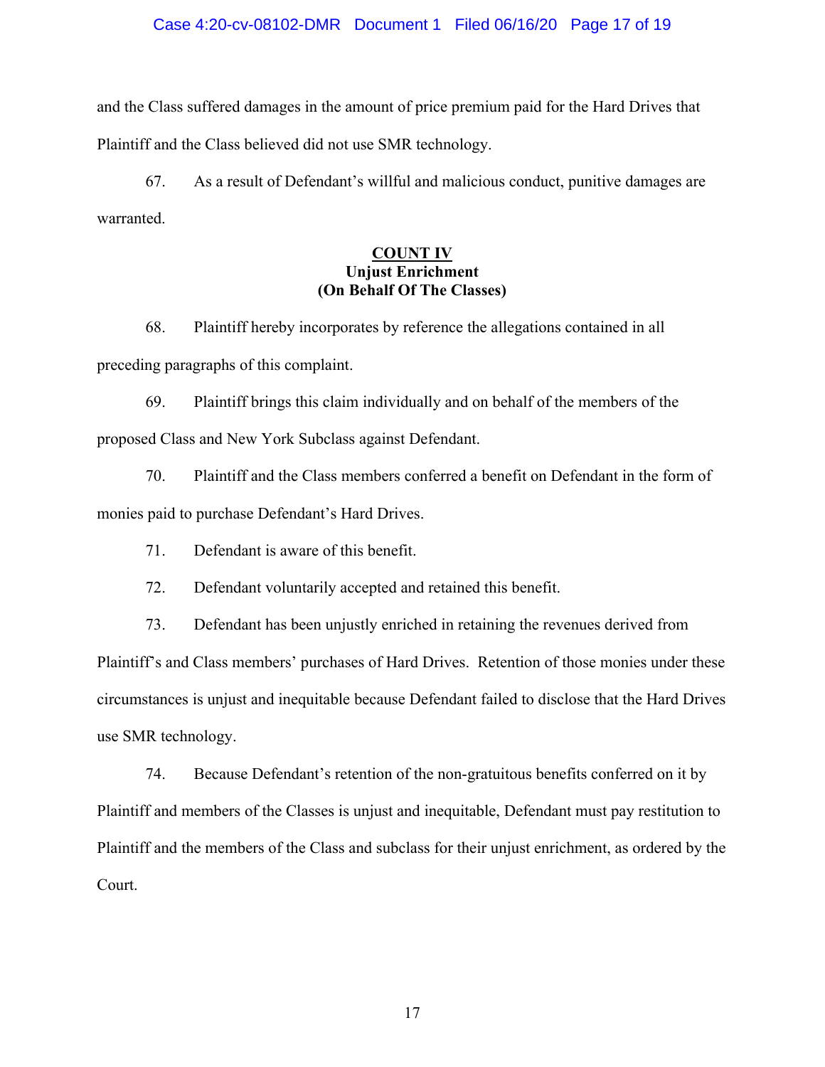and the Class suffered damages in the amount of price premium paid for the Hard Drives that Plaintiff and the Class believed did not use SMR technology.

67. As a result of Defendant's willful and malicious conduct, punitive damages are warranted.

**COUNT IV**
**Unjust Enrichment**
**(On Behalf Of The Classes)**

68. Plaintiff hereby incorporates by reference the allegations contained in all preceding paragraphs of this complaint.

69. Plaintiff brings this claim individually and on behalf of the members of the proposed Class and New York Subclass against Defendant.

70. Plaintiff and the Class members conferred a benefit on Defendant in the form of monies paid to purchase Defendant's Hard Drives.

71. Defendant is aware of this benefit.

72. Defendant voluntarily accepted and retained this benefit.

73. Defendant has been unjustly enriched in retaining the revenues derived from Plaintiff's and Class members' purchases of Hard Drives. Retention of those monies under these circumstances is unjust and inequitable because Defendant failed to disclose that the Hard Drives use SMR technology.

74. Because Defendant's retention of the non-gratuitous benefits conferred on it by Plaintiff and members of the Classes is unjust and inequitable, Defendant must pay restitution to Plaintiff and the members of the Class and subclass for their unjust enrichment, as ordered by the Court.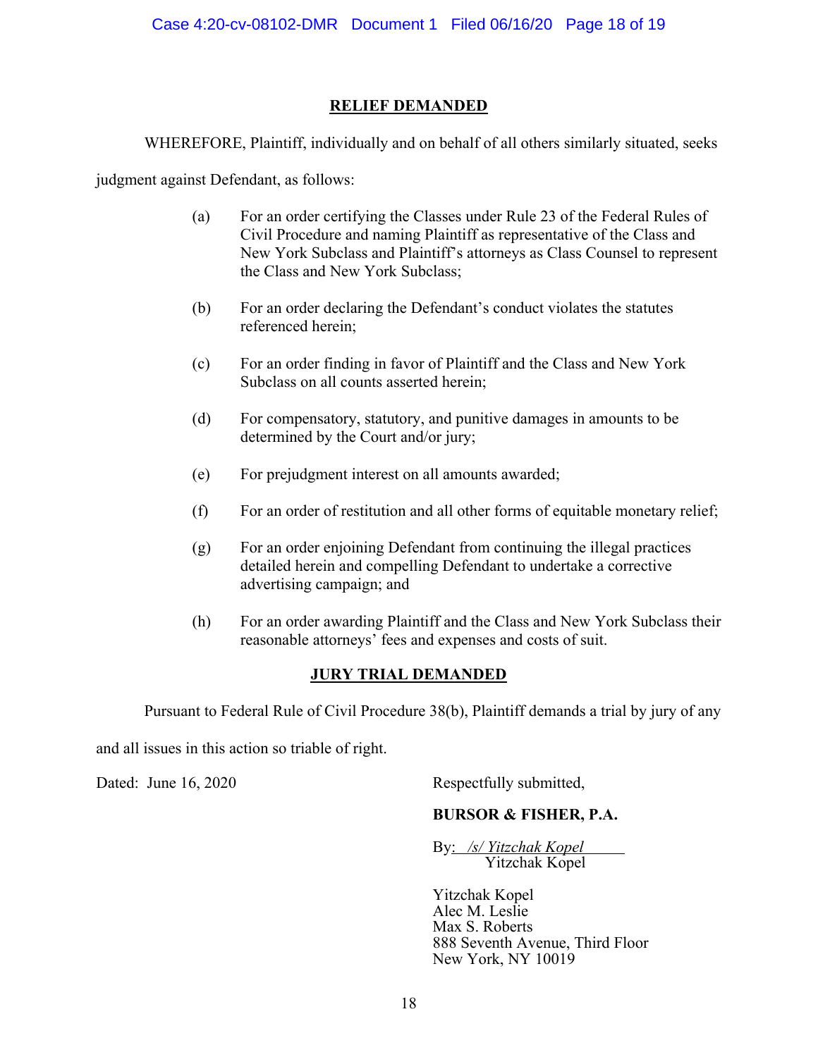## RELIEF DEMANDED

WHEREFORE, Plaintiff, individually and on behalf of all others similarly situated, seeks judgment against Defendant, as follows:

(a) For an order certifying the Classes under Rule 23 of the Federal Rules of Civil Procedure and naming Plaintiff as representative of the Class and New York Subclass and Plaintiff's attorneys as Class Counsel to represent the Class and New York Subclass;

(b) For an order declaring the Defendant's conduct violates the statutes referenced herein;

(c) For an order finding in favor of Plaintiff and the Class and New York Subclass on all counts asserted herein;

(d) For compensatory, statutory, and punitive damages in amounts to be determined by the Court and/or jury;

(e) For prejudgment interest on all amounts awarded;

(f) For an order of restitution and all other forms of equitable monetary relief;

(g) For an order enjoining Defendant from continuing the illegal practices detailed herein and compelling Defendant to undertake a corrective advertising campaign; and

(h) For an order awarding Plaintiff and the Class and New York Subclass their reasonable attorneys' fees and expenses and costs of suit.

## JURY TRIAL DEMANDED

Pursuant to Federal Rule of Civil Procedure 38(b), Plaintiff demands a trial by jury of any and all issues in this action so triable of right.

Dated: June 16, 2020

Respectfully submitted,

**BURSOR & FISHER, P.A.**

By: */s/ Yitzchak Kopel*
Yitzchak Kopel

Yitzchak Kopel
Alec M. Leslie
Max S. Roberts
888 Seventh Avenue, Third Floor
New York, NY 10019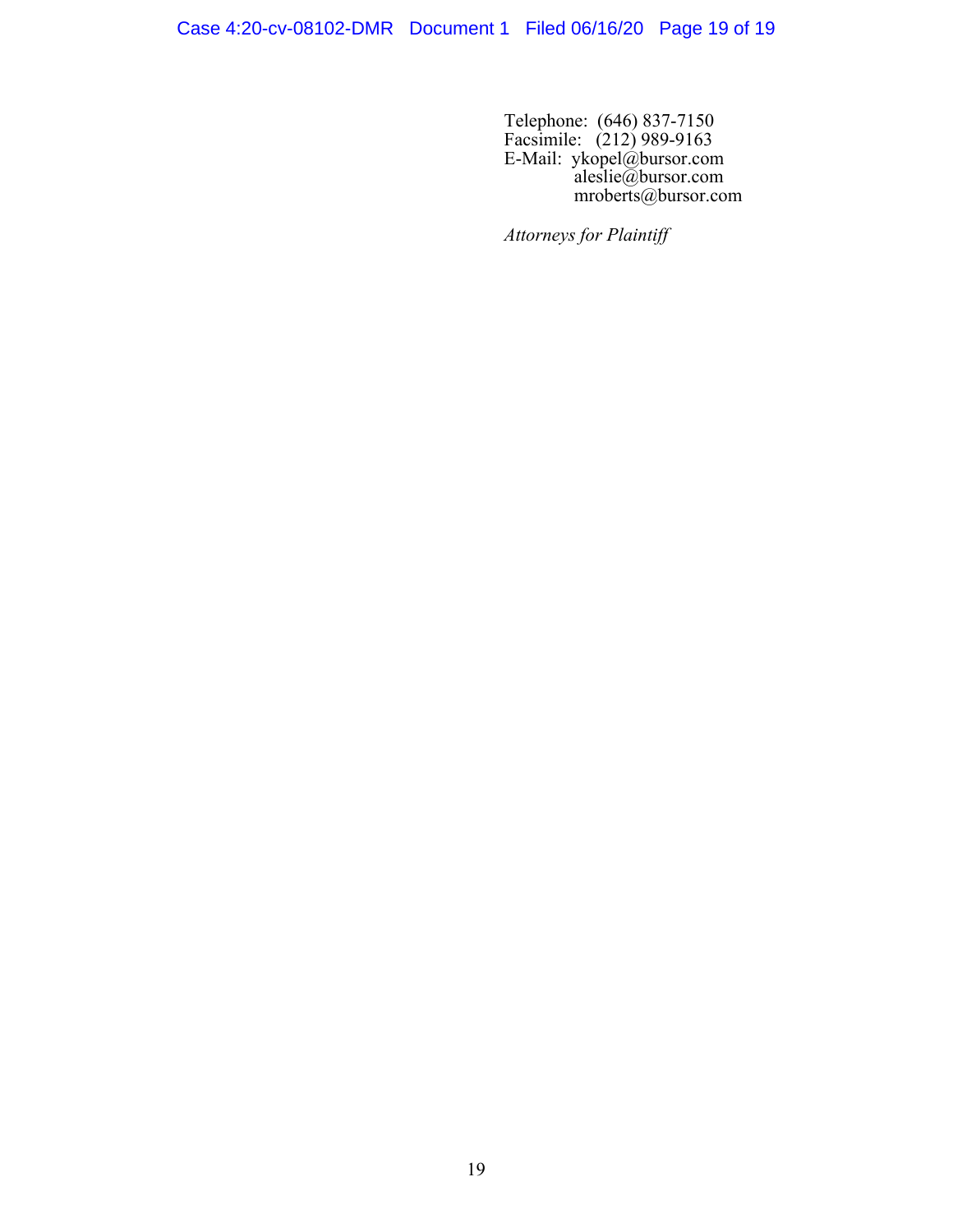Telephone: (646) 837-7150
Facsimile: (212) 989-9163
E-Mail: ykopel@bursor.com
aleslie@bursor.com
mroberts@bursor.com

*Attorneys for Plaintiff*